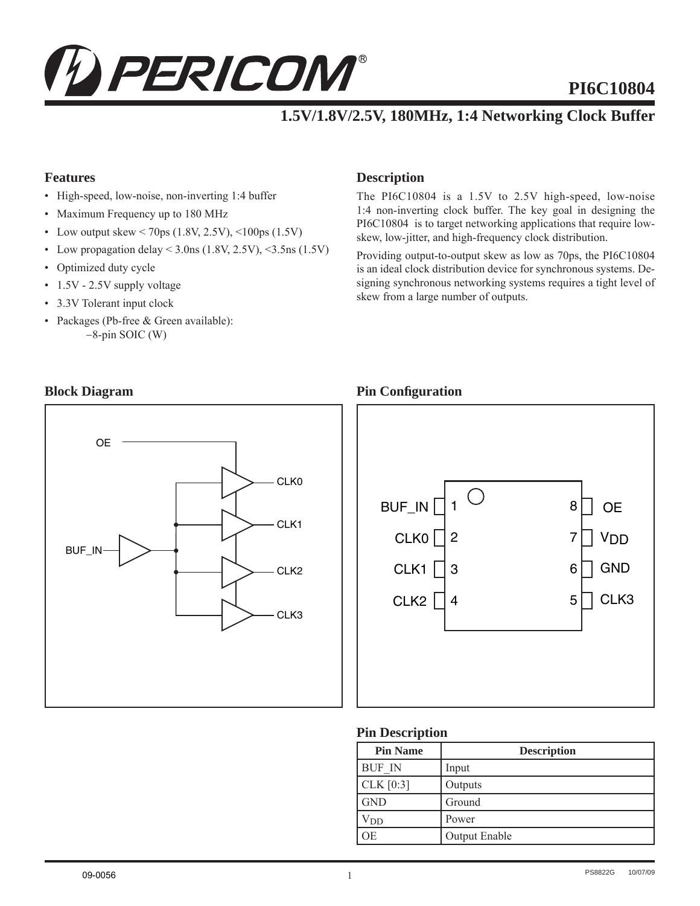# PI6C10804

## 1.5V/1.8V/2.5V, 180MHz, 1:4 Networking Clock Buffer

### Features

- High-speed, low-noise, non-inverting 1:4 buffer
- Maximum Frequency up to 180 MHz
- Low output skew < 70ps (1.8V, 2.5V), <100ps (1.5V)
- Low propagation delay < 3.0ns (1.8V, 2.5V), <3.5ns (1.5V)
- Optimized duty cycle
- 1.5V - 2.5V supply voltage
- 3.3V Tolerant input clock
- Packages (Pb-free & Green available):
  - −8-pin SOIC (W)

### Description

The PI6C10804 is a 1.5V to 2.5V high-speed, low-noise 1:4 non-inverting clock buffer. The key goal in designing the PI6C10804 is to target networking applications that require low-skew, low-jitter, and high-frequency clock distribution.

Providing output-to-output skew as low as 70ps, the PI6C10804 is an ideal clock distribution device for synchronous systems. Designing synchronous networking systems requires a tight level of skew from a large number of outputs.

### Block Diagram

OE

BUF_IN

CLK0

CLK1

CLK2

CLK3

### Pin Configuration

| Pin | Name | Pin | Name |
|---|---|---|---|
| 1 | BUF_IN | 8 | OE |
| 2 | CLK0 | 7 | $V_{DD}$ |
| 3 | CLK1 | 6 | GND |
| 4 | CLK2 | 5 | CLK3 |

### Pin Description

| Pin Name | Description |
|---|---|
| BUF_IN | Input |
| CLK [0:3] | Outputs |
| GND | Ground |
| $V_{DD}$ | Power |
| OE | Output Enable |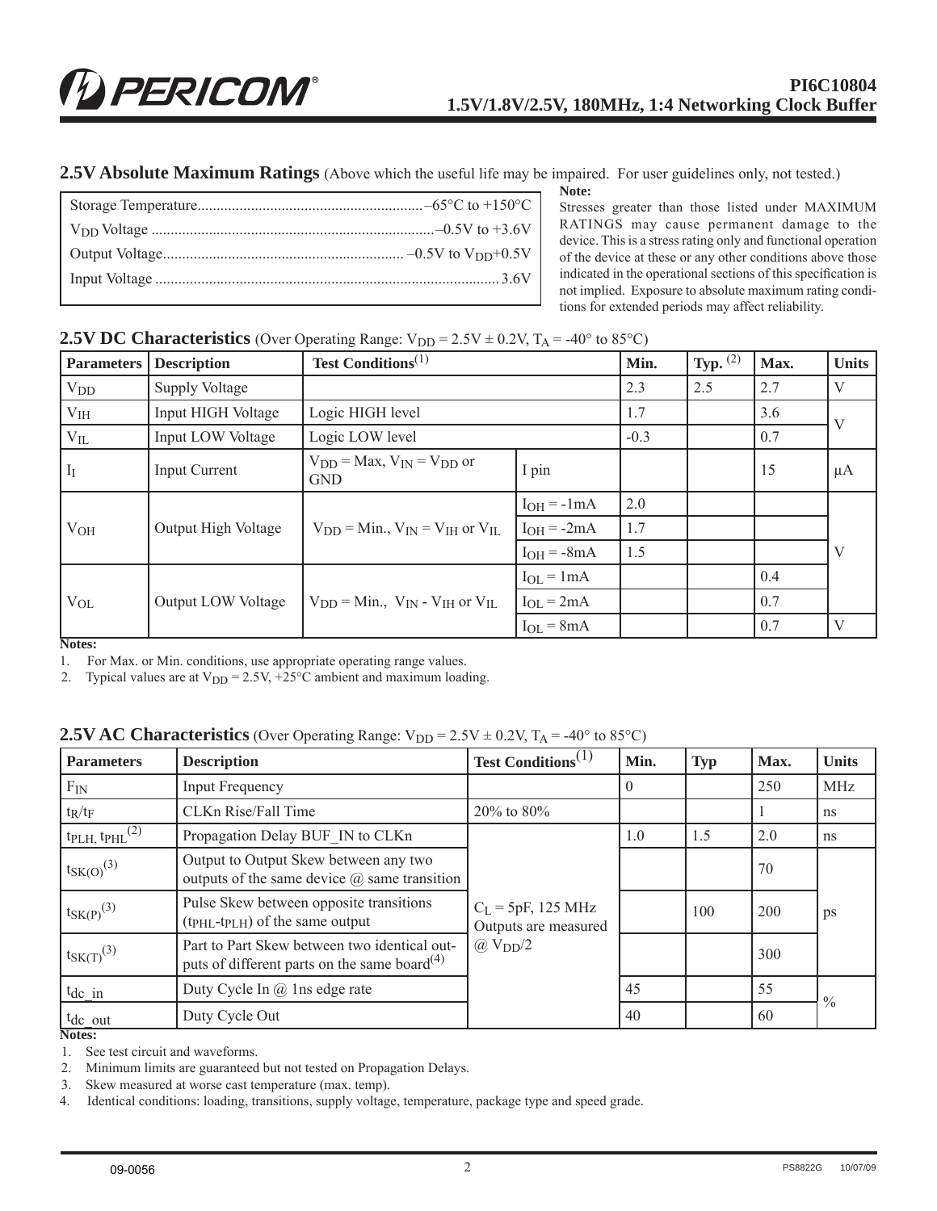## 2.5V Absolute Maximum Ratings (Above which the useful life may be impaired. For user guidelines only, not tested.)

| | |
|---|---|
| Storage Temperature | –65°C to +150°C |
| $V_{DD}$ Voltage | –0.5V to +3.6V |
| Output Voltage | –0.5V to $V_{DD}$+0.5V |
| Input Voltage | 3.6V |

**Note:**
Stresses greater than those listed under MAXIMUM RATINGS may cause permanent damage to the device. This is a stress rating only and functional operation of the device at these or any other conditions above those indicated in the operational sections of this specification is not implied. Exposure to absolute maximum rating conditions for extended periods may affect reliability.

## 2.5V DC Characteristics (Over Operating Range: $V_{DD}$ = 2.5V ± 0.2V, $T_A$ = -40° to 85°C)

| Parameters | Description | Test Conditions(1) | | Min. | Typ. (2) | Max. | Units |
|---|---|---|---|---|---|---|---|
| $V_{DD}$ | Supply Voltage | | | 2.3 | 2.5 | 2.7 | V |
| $V_{IH}$ | Input HIGH Voltage | Logic HIGH level | | 1.7 | | 3.6 | V |
| $V_{IL}$ | Input LOW Voltage | Logic LOW level | | -0.3 | | 0.7 | V |
| $I_I$ | Input Current | $V_{DD}$ = Max, $V_{IN}$ = $V_{DD}$ or GND | I pin | | | 15 | µA |
| $V_{OH}$ | Output High Voltage | $V_{DD}$ = Min., $V_{IN}$ = $V_{IH}$ or $V_{IL}$ | $I_{OH}$ = -1mA | 2.0 | | | V |
| | | | $I_{OH}$ = -2mA | 1.7 | | | |
| | | | $I_{OH}$ = -8mA | 1.5 | | | |
| $V_{OL}$ | Output LOW Voltage | $V_{DD}$ = Min., $V_{IN}$ - $V_{IH}$ or $V_{IL}$ | $I_{OL}$ = 1mA | | | 0.4 | V |
| | | | $I_{OL}$ = 2mA | | | 0.7 | |
| | | | $I_{OL}$ = 8mA | | | 0.7 | V |

**Notes:**

1. For Max. or Min. conditions, use appropriate operating range values.
2. Typical values are at $V_{DD}$ = 2.5V, +25°C ambient and maximum loading.

## 2.5V AC Characteristics (Over Operating Range: $V_{DD}$ = 2.5V ± 0.2V, $T_A$ = -40° to 85°C)

| Parameters | Description | Test Conditions(1) | Min. | Typ | Max. | Units |
|---|---|---|---|---|---|---|
| $F_{IN}$ | Input Frequency | | 0 | | 250 | MHz |
| $t_R/t_F$ | CLKn Rise/Fall Time | 20% to 80% | | | 1 | ns |
| $t_{PLH}$, $t_{PHL}$(2) | Propagation Delay BUF_IN to CLKn | $C_L$ = 5pF, 125 MHz Outputs are measured @ $V_{DD}/2$ | 1.0 | 1.5 | 2.0 | ns |
| $t_{SK(O)}$(3) | Output to Output Skew between any two outputs of the same device @ same transition | | | | 70 | ps |
| $t_{SK(P)}$(3) | Pulse Skew between opposite transitions ($t_{PHL}$-$t_{PLH}$) of the same output | | | 100 | 200 | ps |
| $t_{SK(T)}$(3) | Part to Part Skew between two identical outputs of different parts on the same board(4) | | | | 300 | ps |
| $t_{dc\_in}$ | Duty Cycle In @ 1ns edge rate | | 45 | | 55 | % |
| $t_{dc\_out}$ | Duty Cycle Out | | 40 | | 60 | % |

**Notes:**

1. See test circuit and waveforms.
2. Minimum limits are guaranteed but not tested on Propagation Delays.
3. Skew measured at worse cast temperature (max. temp).
4. Identical conditions: loading, transitions, supply voltage, temperature, package type and speed grade.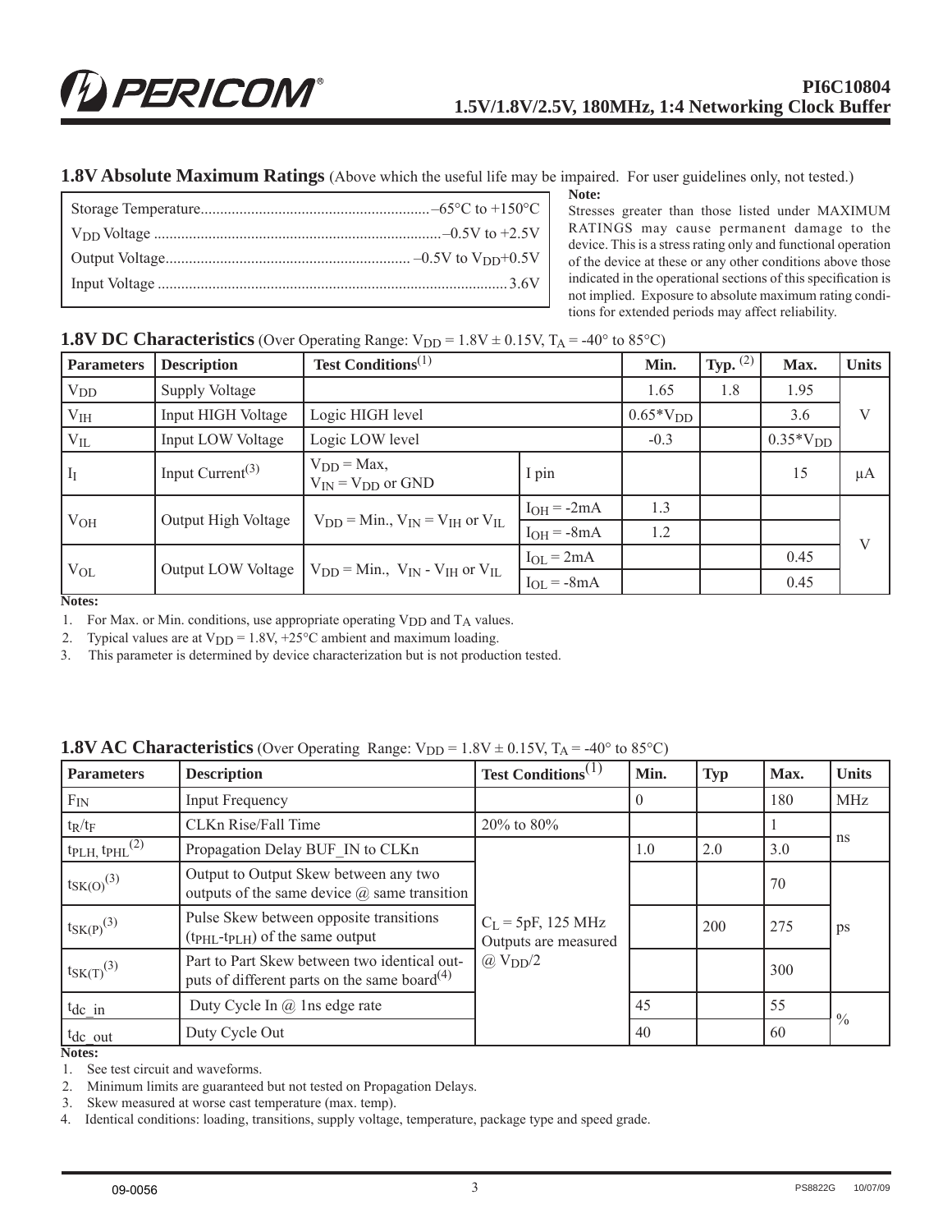## 1.8V Absolute Maximum Ratings (Above which the useful life may be impaired. For user guidelines only, not tested.)

Storage Temperature.......................................................... –65°C to +150°C

$V_{DD}$ Voltage ......................................................................... –0.5V to +2.5V

Output Voltage.............................................................. –0.5V to $V_{DD}$+0.5V

Input Voltage ......................................................................................... 3.6V

**Note:**

Stresses greater than those listed under MAXIMUM RATINGS may cause permanent damage to the device. This is a stress rating only and functional operation of the device at these or any other conditions above those indicated in the operational sections of this specification is not implied. Exposure to absolute maximum rating conditions for extended periods may affect reliability.

## 1.8V DC Characteristics (Over Operating Range: $V_{DD}$ = 1.8V ± 0.15V, $T_A$ = -40° to 85°C)

| Parameters | Description | Test Conditions[1] | | Min. | Typ. [2] | Max. | Units |
|---|---|---|---|---|---|---|---|
| $V_{DD}$ | Supply Voltage | | | 1.65 | 1.8 | 1.95 | V |
| $V_{IH}$ | Input HIGH Voltage | Logic HIGH level | | $0.65*V_{DD}$ | | 3.6 | V |
| $V_{IL}$ | Input LOW Voltage | Logic LOW level | | -0.3 | | $0.35*V_{DD}$ | V |
| $I_I$ | Input Current[3] | $V_{DD}$ = Max, $V_{IN} = V_{DD}$ or GND | I pin | | | 15 | µA |
| $V_{OH}$ | Output High Voltage | $V_{DD}$ = Min., $V_{IN} = V_{IH}$ or $V_{IL}$ | $I_{OH}$ = -2mA | 1.3 | | | V |
| | | | $I_{OH}$ = -8mA | 1.2 | | | V |
| $V_{OL}$ | Output LOW Voltage | $V_{DD}$ = Min., $V_{IN}$ - $V_{IH}$ or $V_{IL}$ | $I_{OL}$ = 2mA | | | 0.45 | V |
| | | | $I_{OL}$ = -8mA | | | 0.45 | V |

**Notes:**

1. For Max. or Min. conditions, use appropriate operating $V_{DD}$ and $T_A$ values.
2. Typical values are at $V_{DD}$ = 1.8V, +25°C ambient and maximum loading.
3. This parameter is determined by device characterization but is not production tested.

## 1.8V AC Characteristics (Over Operating Range: $V_{DD}$ = 1.8V ± 0.15V, $T_A$ = -40° to 85°C)

| Parameters | Description | Test Conditions[1] | Min. | Typ | Max. | Units |
|---|---|---|---|---|---|---|
| $F_{IN}$ | Input Frequency | | 0 | | 180 | MHz |
| $t_R/t_F$ | CLKn Rise/Fall Time | 20% to 80% | | | 1 | ns |
| $t_{PLH}$, $t_{PHL}$[2] | Propagation Delay BUF_IN to CLKn | $C_L$ = 5pF, 125 MHz Outputs are measured @ $V_{DD}/2$ | 1.0 | 2.0 | 3.0 | ns |
| $t_{SK(O)}$[3] | Output to Output Skew between any two outputs of the same device @ same transition | | | | 70 | ps |
| $t_{SK(P)}$[3] | Pulse Skew between opposite transitions ($t_{PHL}$-$t_{PLH}$) of the same output | | | 200 | 275 | ps |
| $t_{SK(T)}$[3] | Part to Part Skew between two identical outputs of different parts on the same board[4] | | | | 300 | ps |
| $t_{dc\_in}$ | Duty Cycle In @ 1ns edge rate | | 45 | | 55 | % |
| $t_{dc\_out}$ | Duty Cycle Out | | 40 | | 60 | % |

**Notes:**

1. See test circuit and waveforms.
2. Minimum limits are guaranteed but not tested on Propagation Delays.
3. Skew measured at worse cast temperature (max. temp).
4. Identical conditions: loading, transitions, supply voltage, temperature, package type and speed grade.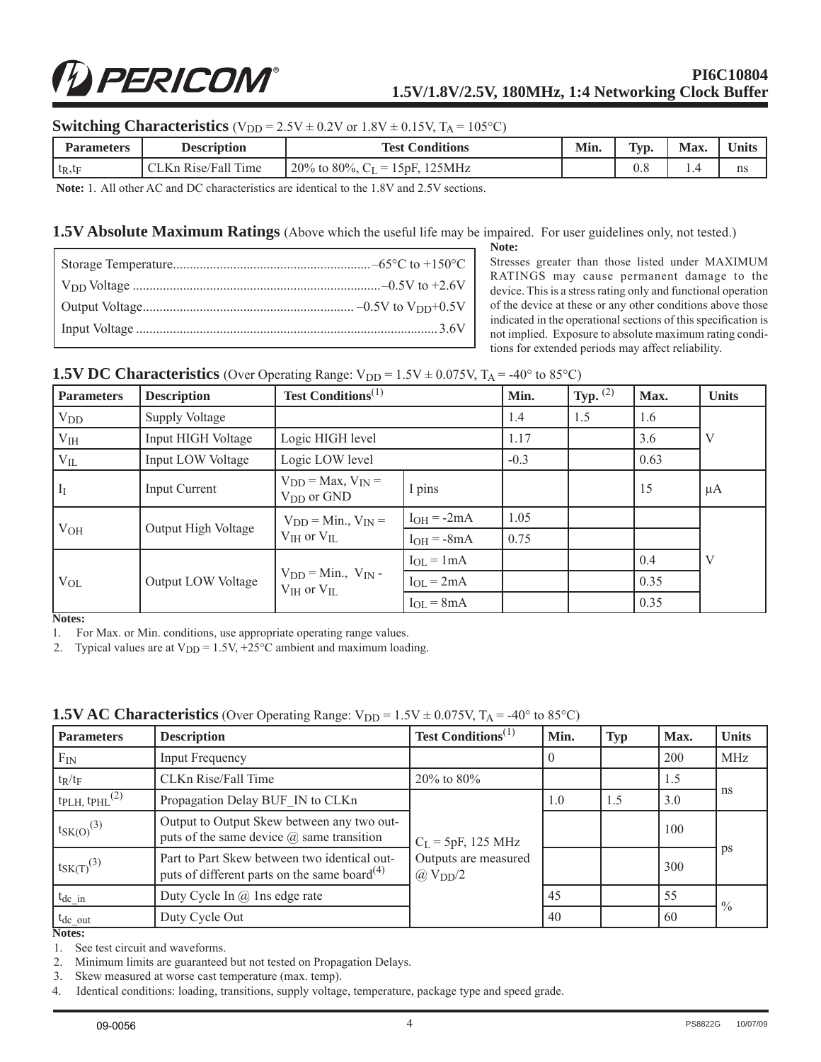## Switching Characteristics ($V_{DD}$ = 2.5V ± 0.2V or 1.8V ± 0.15V, $T_A$ = 105°C)

| Parameters | Description | Test Conditions | Min. | Typ. | Max. | Units |
|---|---|---|---|---|---|---|
| $t_R$,$t_F$ | CLKn Rise/Fall Time | 20% to 80%, $C_L$ = 15pF, 125MHz | | 0.8 | 1.4 | ns |

**Note:** 1. All other AC and DC characteristics are identical to the 1.8V and 2.5V sections.

## 1.5V Absolute Maximum Ratings (Above which the useful life may be impaired. For user guidelines only, not tested.)

Storage Temperature .......... –65°C to +150°C
$V_{DD}$ Voltage .......... –0.5V to +2.6V
Output Voltage .......... –0.5V to $V_{DD}$+0.5V
Input Voltage .......... 3.6V

**Note:**
Stresses greater than those listed under MAXIMUM RATINGS may cause permanent damage to the device. This is a stress rating only and functional operation of the device at these or any other conditions above those indicated in the operational sections of this specification is not implied. Exposure to absolute maximum rating conditions for extended periods may affect reliability.

## 1.5V DC Characteristics (Over Operating Range: $V_{DD}$ = 1.5V ± 0.075V, $T_A$ = -40° to 85°C)

| Parameters | Description | Test Conditions[1] | | Min. | Typ. [2] | Max. | Units |
|---|---|---|---|---|---|---|---|
| $V_{DD}$ | Supply Voltage | | | 1.4 | 1.5 | 1.6 | V |
| $V_{IH}$ | Input HIGH Voltage | Logic HIGH level | | 1.17 | | 3.6 | V |
| $V_{IL}$ | Input LOW Voltage | Logic LOW level | | -0.3 | | 0.63 | V |
| $I_I$ | Input Current | $V_{DD}$ = Max, $V_{IN}$ = $V_{DD}$ or GND | I pins | | | 15 | µA |
| $V_{OH}$ | Output High Voltage | $V_{DD}$ = Min., $V_{IN}$ = $V_{IH}$ or $V_{IL}$ | $I_{OH}$ = -2mA | 1.05 | | | V |
| | | | $I_{OH}$ = -8mA | 0.75 | | | |
| $V_{OL}$ | Output LOW Voltage | $V_{DD}$ = Min., $V_{IN}$ - $V_{IH}$ or $V_{IL}$ | $I_{OL}$ = 1mA | | | 0.4 | V |
| | | | $I_{OL}$ = 2mA | | | 0.35 | |
| | | | $I_{OL}$ = 8mA | | | 0.35 | |

**Notes:**
1. For Max. or Min. conditions, use appropriate operating range values.
2. Typical values are at $V_{DD}$ = 1.5V, +25°C ambient and maximum loading.

## 1.5V AC Characteristics (Over Operating Range: $V_{DD}$ = 1.5V ± 0.075V, $T_A$ = -40° to 85°C)

| Parameters | Description | Test Conditions[1] | Min. | Typ | Max. | Units |
|---|---|---|---|---|---|---|
| $F_{IN}$ | Input Frequency | | 0 | | 200 | MHz |
| $t_R$/$t_F$ | CLKn Rise/Fall Time | 20% to 80% | | | 1.5 | ns |
| $t_{PLH}$, $t_{PHL}$[2] | Propagation Delay BUF_IN to CLKn | $C_L$ = 5pF, 125 MHz Outputs are measured @ $V_{DD}$/2 | 1.0 | 1.5 | 3.0 | ns |
| $t_{SK(O)}$[3] | Output to Output Skew between any two outputs of the same device @ same transition | | | | 100 | ps |
| $t_{SK(T)}$[3] | Part to Part Skew between two identical outputs of different parts on the same board[4] | | | | 300 | ps |
| $t_{dc\_in}$ | Duty Cycle In @ 1ns edge rate | | 45 | | 55 | % |
| $t_{dc\_out}$ | Duty Cycle Out | | 40 | | 60 | % |

**Notes:**
1. See test circuit and waveforms.
2. Minimum limits are guaranteed but not tested on Propagation Delays.
3. Skew measured at worse cast temperature (max. temp).
4. Identical conditions: loading, transitions, supply voltage, temperature, package type and speed grade.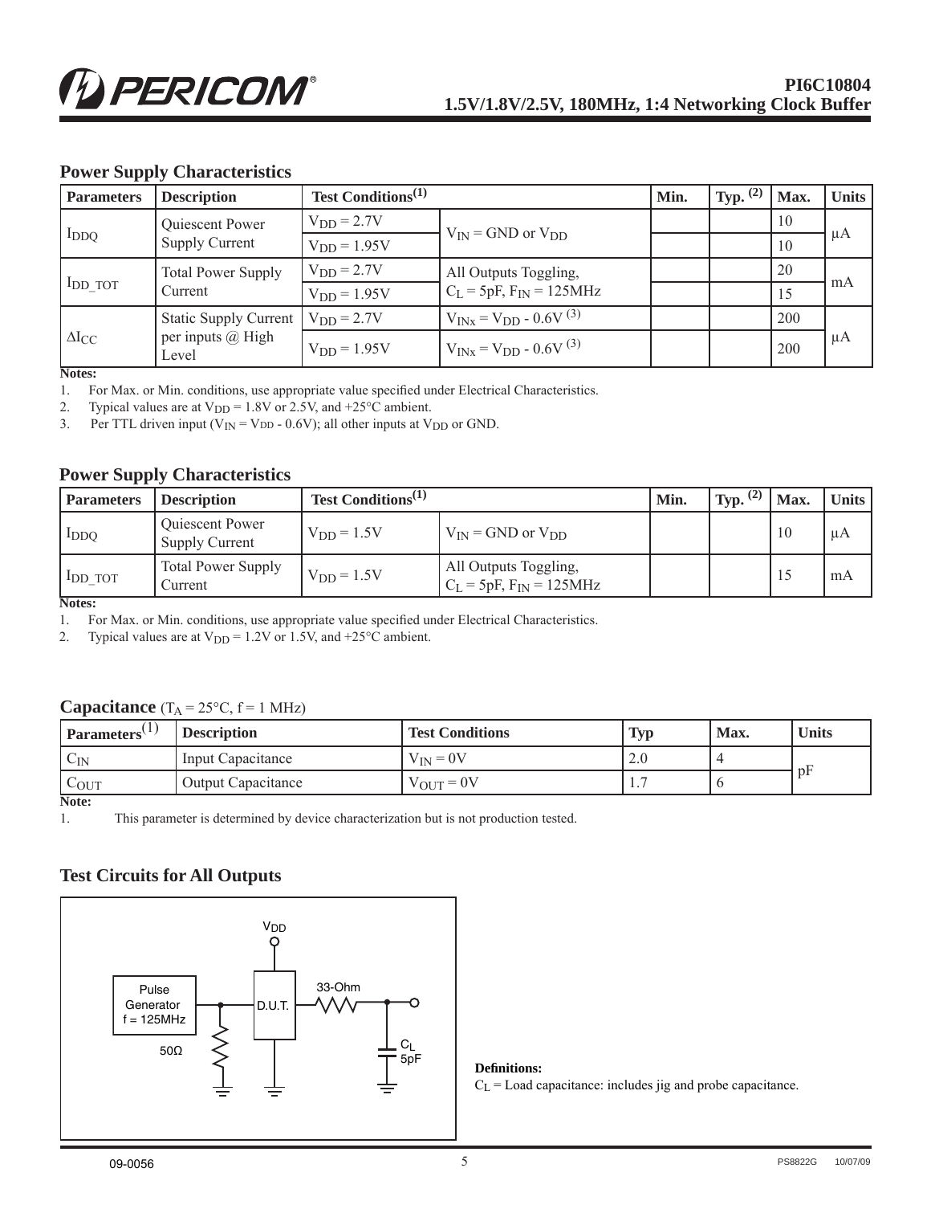## Power Supply Characteristics

| Parameters | Description | Test Conditions(1) | | Min. | Typ. (2) | Max. | Units |
|---|---|---|---|---|---|---|---|
| $I_{DDQ}$ | Quiescent Power Supply Current | $V_{DD}$ = 2.7V | $V_{IN}$ = GND or $V_{DD}$ | | | 10 | µA |
| | | $V_{DD}$ = 1.95V | | | | 10 | |
| $I_{DD\_TOT}$ | Total Power Supply Current | $V_{DD}$ = 2.7V | All Outputs Toggling, $C_L$ = 5pF, $F_{IN}$ = 125MHz | | | 20 | mA |
| | | $V_{DD}$ = 1.95V | | | | 15 | |
| $\Delta I_{CC}$ | Static Supply Current per inputs @ High Level | $V_{DD}$ = 2.7V | $V_{INx}$ = $V_{DD}$ - 0.6V (3) | | | 200 | µA |
| | | $V_{DD}$ = 1.95V | $V_{INx}$ = $V_{DD}$ - 0.6V (3) | | | 200 | |

**Notes:**

1. For Max. or Min. conditions, use appropriate value specified under Electrical Characteristics.
2. Typical values are at $V_{DD}$ = 1.8V or 2.5V, and +25°C ambient.
3. Per TTL driven input ($V_{IN}$ = $V_{DD}$ - 0.6V); all other inputs at $V_{DD}$ or GND.

## Power Supply Characteristics

| Parameters | Description | Test Conditions(1) | | Min. | Typ. (2) | Max. | Units |
|---|---|---|---|---|---|---|---|
| $I_{DDQ}$ | Quiescent Power Supply Current | $V_{DD}$ = 1.5V | $V_{IN}$ = GND or $V_{DD}$ | | | 10 | µA |
| $I_{DD\_TOT}$ | Total Power Supply Current | $V_{DD}$ = 1.5V | All Outputs Toggling, $C_L$ = 5pF, $F_{IN}$ = 125MHz | | | 15 | mA |

**Notes:**

1. For Max. or Min. conditions, use appropriate value specified under Electrical Characteristics.
2. Typical values are at $V_{DD}$ = 1.2V or 1.5V, and +25°C ambient.

## Capacitance ($T_A$ = 25°C, f = 1 MHz)

| Parameters(1) | Description | Test Conditions | Typ | Max. | Units |
|---|---|---|---|---|---|
| $C_{IN}$ | Input Capacitance | $V_{IN}$ = 0V | 2.0 | 4 | pF |
| $C_{OUT}$ | Output Capacitance | $V_{OUT}$ = 0V | 1.7 | 6 | |

**Note:**

1. This parameter is determined by device characterization but is not production tested.

## Test Circuits for All Outputs

$V_{DD}$

Pulse Generator f = 125MHz

50Ω

D.U.T.

33-Ohm

$C_L$ 5pF

**Definitions:**

$C_L$ = Load capacitance: includes jig and probe capacitance.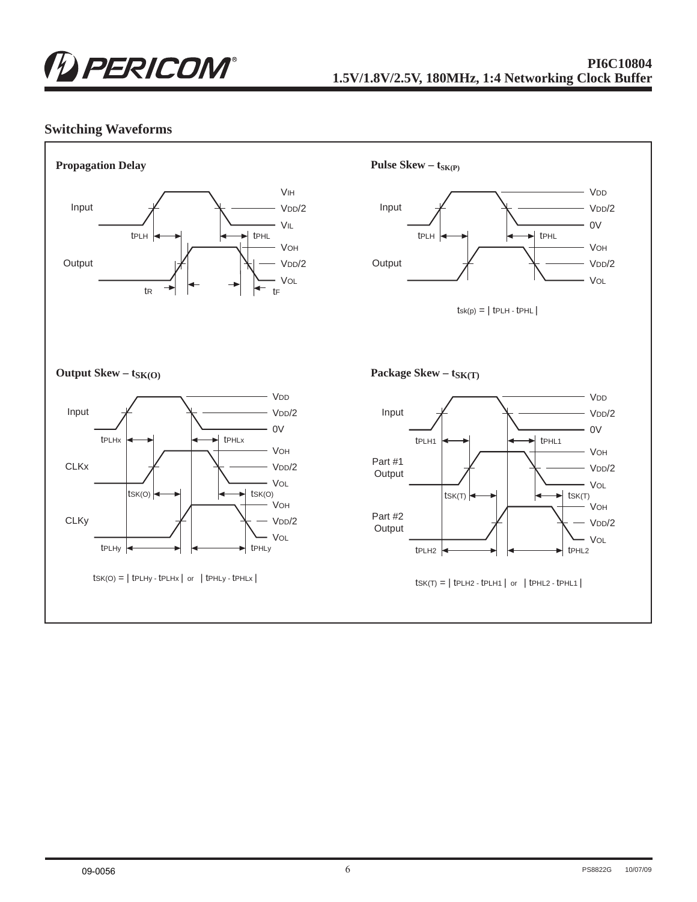## Switching Waveforms

### Propagation Delay

Input: $V_{IH}$, $V_{DD}/2$, $V_{IL}$

$t_{PLH}$, $t_{PHL}$

Output: $V_{OH}$, $V_{DD}/2$, $V_{OL}$

$t_R$, $t_F$

### Pulse Skew – $t_{SK(P)}$

Input: $V_{DD}$, $V_{DD}/2$, 0V

$t_{PLH}$, $t_{PHL}$

Output: $V_{OH}$, $V_{DD}/2$, $V_{OL}$

$t_{sk(p)} = | t_{PLH} - t_{PHL} |$

### Output Skew – $t_{SK(O)}$

Input: $V_{DD}$, $V_{DD}/2$, 0V

$t_{PLHx}$, $t_{PHLx}$

CLKx: $V_{OH}$, $V_{DD}/2$, $V_{OL}$

$t_{SK(O)}$, $t_{SK(O)}$

CLKy: $V_{OH}$, $V_{DD}/2$, $V_{OL}$

$t_{PLHy}$, $t_{PHLy}$

$t_{SK(O)} = | t_{PLHy} - t_{PLHx} |$ or $| t_{PHLy} - t_{PHLx} |$

### Package Skew – $t_{SK(T)}$

Input: $V_{DD}$, $V_{DD}/2$, 0V

$t_{PLH1}$, $t_{PHL1}$

Part #1 Output: $V_{OH}$, $V_{DD}/2$, $V_{OL}$

$t_{SK(T)}$, $t_{SK(T)}$

Part #2 Output: $V_{OH}$, $V_{DD}/2$, $V_{OL}$

$t_{PLH2}$, $t_{PHL2}$

$t_{SK(T)} = | t_{PLH2} - t_{PLH1} |$ or $| t_{PHL2} - t_{PHL1} |$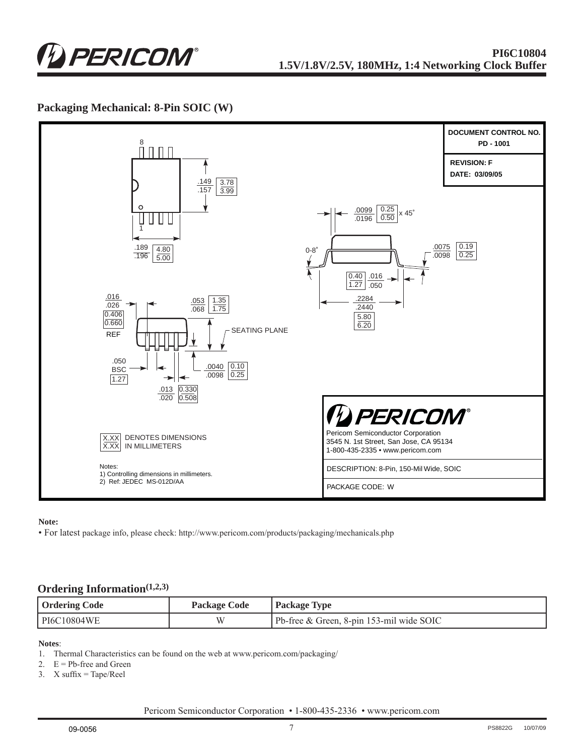## Packaging Mechanical: 8-Pin SOIC (W)

DOCUMENT CONTROL NO.
PD - 1001

REVISION: F
DATE: 03/09/05

8

1

.149 / .157 — 3.78 / 3.99

.189 / .196 — 4.80 / 5.00

.0099 / .0196 — 0.25 / 0.50 x 45°

0-8°

.0075 / .0098 — 0.19 / 0.25

0.40 / 1.27 — .016 / .050

.2284 / .2440 — 5.80 / 6.20

.016 / .026 — 0.406 / 0.660 REF

.053 / .068 — 1.35 / 1.75

SEATING PLANE

.050 BSC — 1.27

.0040 / .0098 — 0.10 / 0.25

.013 / .020 — 0.330 / 0.508

X.XX / X.XX DENOTES DIMENSIONS IN MILLIMETERS

Notes:
1) Controlling dimensions in millimeters.
2) Ref: JEDEC MS-012D/AA

PERICOM

Pericom Semiconductor Corporation
3545 N. 1st Street, San Jose, CA 95134
1-800-435-2335 • www.pericom.com

DESCRIPTION: 8-Pin, 150-Mil Wide, SOIC

PACKAGE CODE: W

**Note:**

- For latest package info, please check: http://www.pericom.com/products/packaging/mechanicals.php

## Ordering Information(1,2,3)

| Ordering Code | Package Code | Package Type |
|---|---|---|
| PI6C10804WE | W | Pb-free & Green, 8-pin 153-mil wide SOIC |

**Notes**:

1. Thermal Characteristics can be found on the web at www.pericom.com/packaging/
2. E = Pb-free and Green
3. X suffix = Tape/Reel